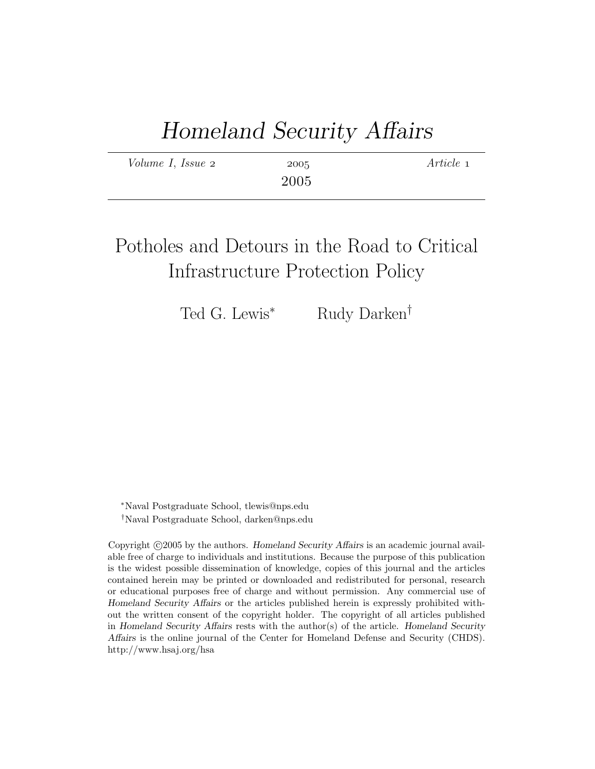# *Homeland Security Affairs*

*Volume I, Issue 2* 2005 *Article 1*

2005

## Potholes and Detours in the Road to Critical Infrastructure Protection Policy

Ted G. Lewis[*] Rudy Darken[†]

[*]Naval Postgraduate School, tlewis@nps.edu

[†]Naval Postgraduate School, darken@nps.edu

Copyright ©2005 by the authors. *Homeland Security Affairs* is an academic journal available free of charge to individuals and institutions. Because the purpose of this publication is the widest possible dissemination of knowledge, copies of this journal and the articles contained herein may be printed or downloaded and redistributed for personal, research or educational purposes free of charge and without permission. Any commercial use of *Homeland Security Affairs* or the articles published herein is expressly prohibited without the written consent of the copyright holder. The copyright of all articles published in *Homeland Security Affairs* rests with the author(s) of the article. *Homeland Security Affairs* is the online journal of the Center for Homeland Defense and Security (CHDS). http://www.hsaj.org/hsa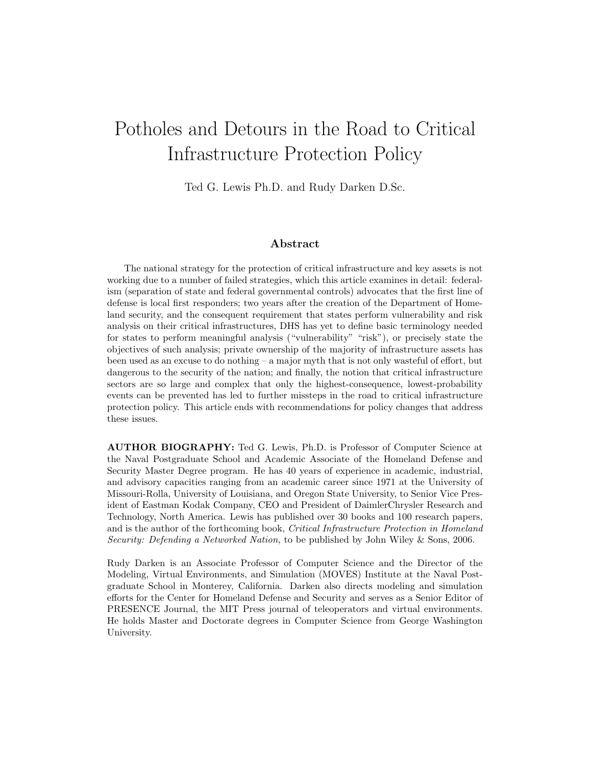# Potholes and Detours in the Road to Critical Infrastructure Protection Policy

Ted G. Lewis Ph.D. and Rudy Darken D.Sc.

## Abstract

The national strategy for the protection of critical infrastructure and key assets is not working due to a number of failed strategies, which this article examines in detail: federalism (separation of state and federal governmental controls) advocates that the first line of defense is local first responders; two years after the creation of the Department of Homeland security, and the consequent requirement that states perform vulnerability and risk analysis on their critical infrastructures, DHS has yet to define basic terminology needed for states to perform meaningful analysis ("vulnerability" "risk"), or precisely state the objectives of such analysis; private ownership of the majority of infrastructure assets has been used as an excuse to do nothing – a major myth that is not only wasteful of effort, but dangerous to the security of the nation; and finally, the notion that critical infrastructure sectors are so large and complex that only the highest-consequence, lowest-probability events can be prevented has led to further missteps in the road to critical infrastructure protection policy. This article ends with recommendations for policy changes that address these issues.

**AUTHOR BIOGRAPHY:** Ted G. Lewis, Ph.D. is Professor of Computer Science at the Naval Postgraduate School and Academic Associate of the Homeland Defense and Security Master Degree program. He has 40 years of experience in academic, industrial, and advisory capacities ranging from an academic career since 1971 at the University of Missouri-Rolla, University of Louisiana, and Oregon State University, to Senior Vice President of Eastman Kodak Company, CEO and President of DaimlerChrysler Research and Technology, North America. Lewis has published over 30 books and 100 research papers, and is the author of the forthcoming book, *Critical Infrastructure Protection in Homeland Security: Defending a Networked Nation,* to be published by John Wiley & Sons, 2006.

Rudy Darken is an Associate Professor of Computer Science and the Director of the Modeling, Virtual Environments, and Simulation (MOVES) Institute at the Naval Postgraduate School in Monterey, California. Darken also directs modeling and simulation efforts for the Center for Homeland Defense and Security and serves as a Senior Editor of PRESENCE Journal, the MIT Press journal of teleoperators and virtual environments. He holds Master and Doctorate degrees in Computer Science from George Washington University.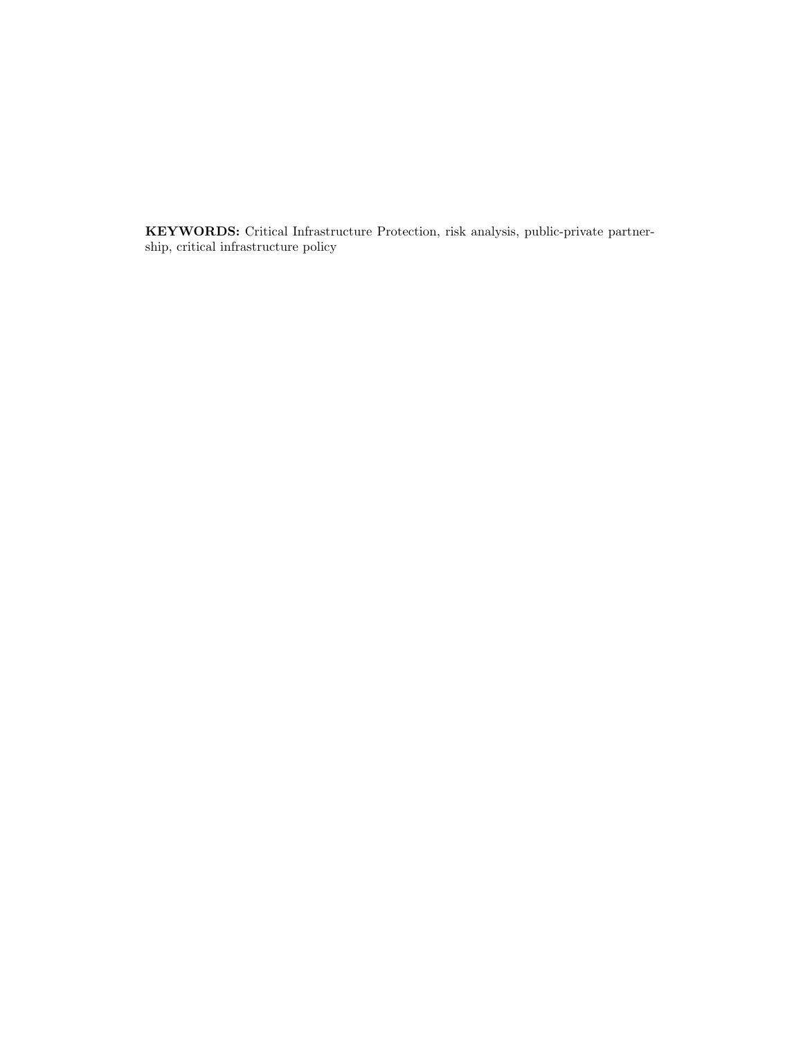**KEYWORDS:** Critical Infrastructure Protection, risk analysis, public-private partnership, critical infrastructure policy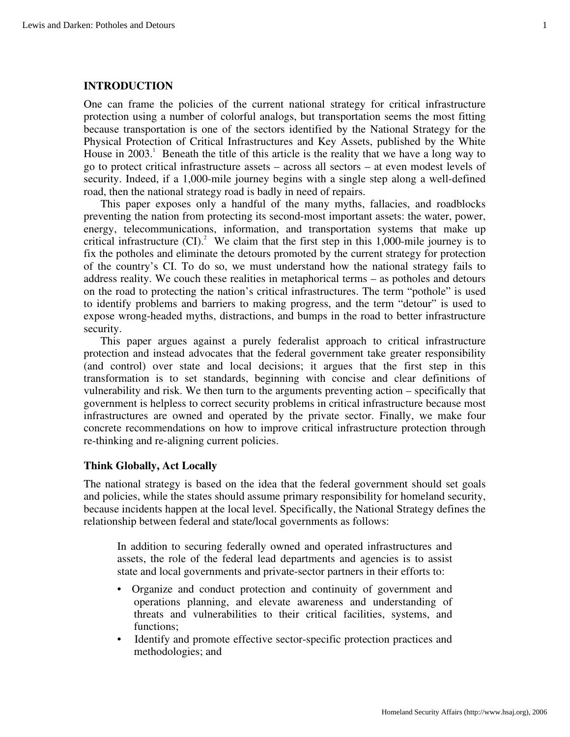## INTRODUCTION

One can frame the policies of the current national strategy for critical infrastructure protection using a number of colorful analogs, but transportation seems the most fitting because transportation is one of the sectors identified by the National Strategy for the Physical Protection of Critical Infrastructures and Key Assets, published by the White House in 2003.[1] Beneath the title of this article is the reality that we have a long way to go to protect critical infrastructure assets – across all sectors – at even modest levels of security. Indeed, if a 1,000-mile journey begins with a single step along a well-defined road, then the national strategy road is badly in need of repairs.

This paper exposes only a handful of the many myths, fallacies, and roadblocks preventing the nation from protecting its second-most important assets: the water, power, energy, telecommunications, information, and transportation systems that make up critical infrastructure (CI).[2] We claim that the first step in this 1,000-mile journey is to fix the potholes and eliminate the detours promoted by the current strategy for protection of the country's CI. To do so, we must understand how the national strategy fails to address reality. We couch these realities in metaphorical terms – as potholes and detours on the road to protecting the nation's critical infrastructures. The term "pothole" is used to identify problems and barriers to making progress, and the term "detour" is used to expose wrong-headed myths, distractions, and bumps in the road to better infrastructure security.

This paper argues against a purely federalist approach to critical infrastructure protection and instead advocates that the federal government take greater responsibility (and control) over state and local decisions; it argues that the first step in this transformation is to set standards, beginning with concise and clear definitions of vulnerability and risk. We then turn to the arguments preventing action – specifically that government is helpless to correct security problems in critical infrastructure because most infrastructures are owned and operated by the private sector. Finally, we make four concrete recommendations on how to improve critical infrastructure protection through re-thinking and re-aligning current policies.

### Think Globally, Act Locally

The national strategy is based on the idea that the federal government should set goals and policies, while the states should assume primary responsibility for homeland security, because incidents happen at the local level. Specifically, the National Strategy defines the relationship between federal and state/local governments as follows:

> In addition to securing federally owned and operated infrastructures and assets, the role of the federal lead departments and agencies is to assist state and local governments and private-sector partners in their efforts to:
>
> - Organize and conduct protection and continuity of government and operations planning, and elevate awareness and understanding of threats and vulnerabilities to their critical facilities, systems, and functions;
> - Identify and promote effective sector-specific protection practices and methodologies; and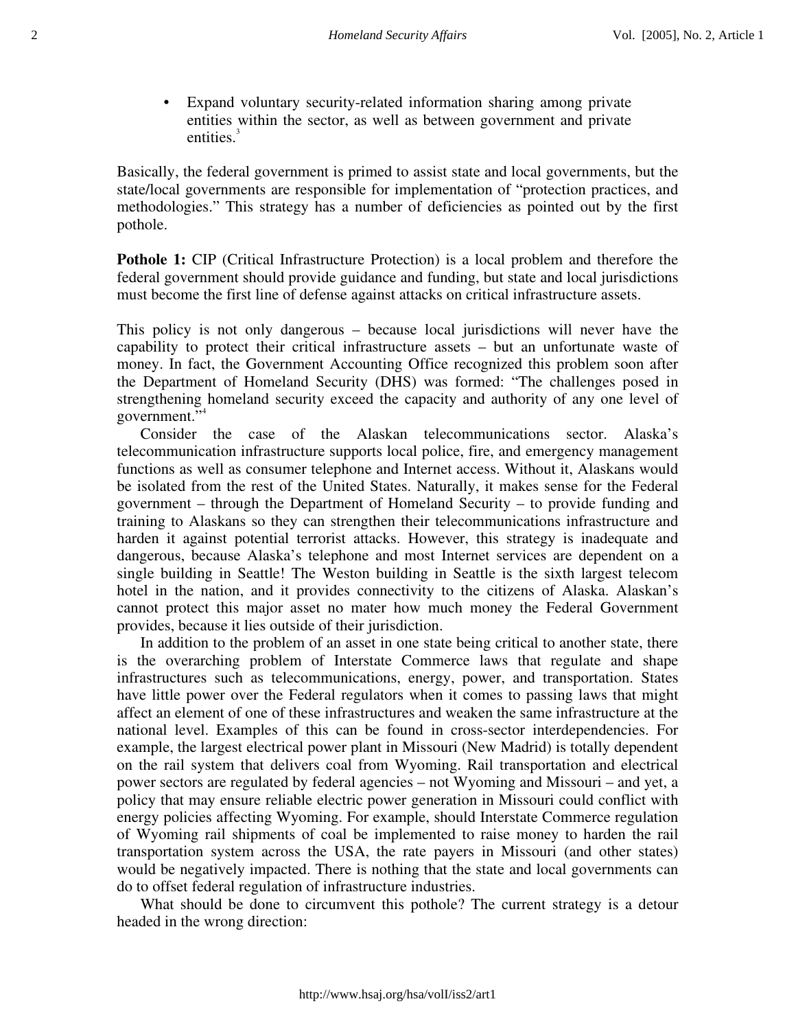- Expand voluntary security-related information sharing among private entities within the sector, as well as between government and private entities.[3]

Basically, the federal government is primed to assist state and local governments, but the state/local governments are responsible for implementation of "protection practices, and methodologies." This strategy has a number of deficiencies as pointed out by the first pothole.

**Pothole 1:** CIP (Critical Infrastructure Protection) is a local problem and therefore the federal government should provide guidance and funding, but state and local jurisdictions must become the first line of defense against attacks on critical infrastructure assets.

This policy is not only dangerous – because local jurisdictions will never have the capability to protect their critical infrastructure assets – but an unfortunate waste of money. In fact, the Government Accounting Office recognized this problem soon after the Department of Homeland Security (DHS) was formed: "The challenges posed in strengthening homeland security exceed the capacity and authority of any one level of government."[4]

Consider the case of the Alaskan telecommunications sector. Alaska's telecommunication infrastructure supports local police, fire, and emergency management functions as well as consumer telephone and Internet access. Without it, Alaskans would be isolated from the rest of the United States. Naturally, it makes sense for the Federal government – through the Department of Homeland Security – to provide funding and training to Alaskans so they can strengthen their telecommunications infrastructure and harden it against potential terrorist attacks. However, this strategy is inadequate and dangerous, because Alaska's telephone and most Internet services are dependent on a single building in Seattle! The Weston building in Seattle is the sixth largest telecom hotel in the nation, and it provides connectivity to the citizens of Alaska. Alaskan's cannot protect this major asset no mater how much money the Federal Government provides, because it lies outside of their jurisdiction.

In addition to the problem of an asset in one state being critical to another state, there is the overarching problem of Interstate Commerce laws that regulate and shape infrastructures such as telecommunications, energy, power, and transportation. States have little power over the Federal regulators when it comes to passing laws that might affect an element of one of these infrastructures and weaken the same infrastructure at the national level. Examples of this can be found in cross-sector interdependencies. For example, the largest electrical power plant in Missouri (New Madrid) is totally dependent on the rail system that delivers coal from Wyoming. Rail transportation and electrical power sectors are regulated by federal agencies – not Wyoming and Missouri – and yet, a policy that may ensure reliable electric power generation in Missouri could conflict with energy policies affecting Wyoming. For example, should Interstate Commerce regulation of Wyoming rail shipments of coal be implemented to raise money to harden the rail transportation system across the USA, the rate payers in Missouri (and other states) would be negatively impacted. There is nothing that the state and local governments can do to offset federal regulation of infrastructure industries.

What should be done to circumvent this pothole? The current strategy is a detour headed in the wrong direction: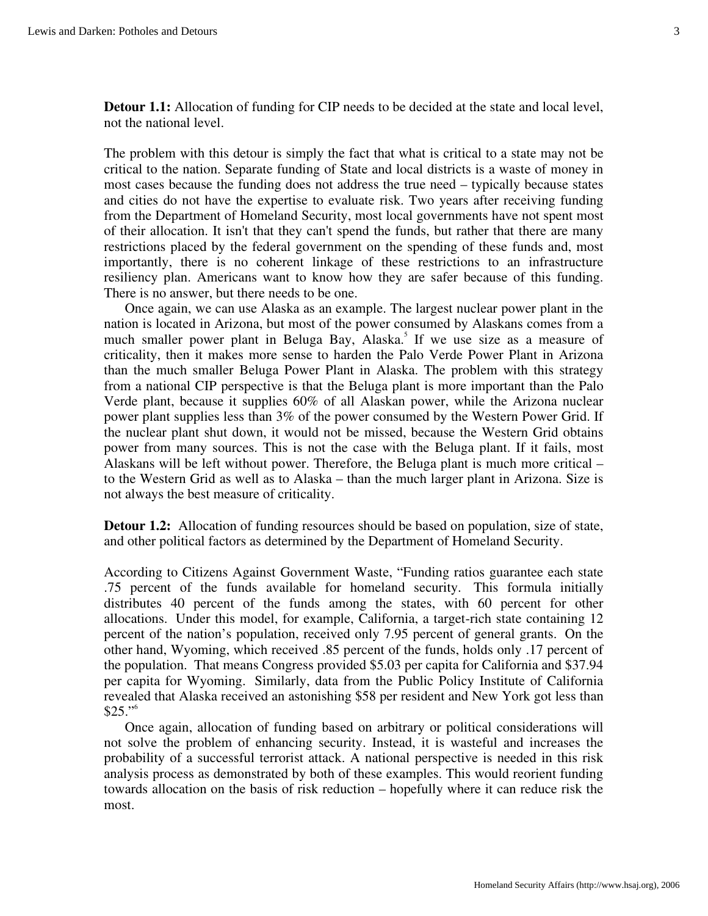**Detour 1.1:** Allocation of funding for CIP needs to be decided at the state and local level, not the national level.

The problem with this detour is simply the fact that what is critical to a state may not be critical to the nation. Separate funding of State and local districts is a waste of money in most cases because the funding does not address the true need – typically because states and cities do not have the expertise to evaluate risk. Two years after receiving funding from the Department of Homeland Security, most local governments have not spent most of their allocation. It isn't that they can't spend the funds, but rather that there are many restrictions placed by the federal government on the spending of these funds and, most importantly, there is no coherent linkage of these restrictions to an infrastructure resiliency plan. Americans want to know how they are safer because of this funding. There is no answer, but there needs to be one.

Once again, we can use Alaska as an example. The largest nuclear power plant in the nation is located in Arizona, but most of the power consumed by Alaskans comes from a much smaller power plant in Beluga Bay, Alaska.[5] If we use size as a measure of criticality, then it makes more sense to harden the Palo Verde Power Plant in Arizona than the much smaller Beluga Power Plant in Alaska. The problem with this strategy from a national CIP perspective is that the Beluga plant is more important than the Palo Verde plant, because it supplies 60% of all Alaskan power, while the Arizona nuclear power plant supplies less than 3% of the power consumed by the Western Power Grid. If the nuclear plant shut down, it would not be missed, because the Western Grid obtains power from many sources. This is not the case with the Beluga plant. If it fails, most Alaskans will be left without power. Therefore, the Beluga plant is much more critical – to the Western Grid as well as to Alaska – than the much larger plant in Arizona. Size is not always the best measure of criticality.

**Detour 1.2:** Allocation of funding resources should be based on population, size of state, and other political factors as determined by the Department of Homeland Security.

According to Citizens Against Government Waste, "Funding ratios guarantee each state .75 percent of the funds available for homeland security. This formula initially distributes 40 percent of the funds among the states, with 60 percent for other allocations. Under this model, for example, California, a target-rich state containing 12 percent of the nation's population, received only 7.95 percent of general grants. On the other hand, Wyoming, which received .85 percent of the funds, holds only .17 percent of the population. That means Congress provided $5.03 per capita for California and $37.94 per capita for Wyoming. Similarly, data from the Public Policy Institute of California revealed that Alaska received an astonishing $58 per resident and New York got less than $25."[6]

Once again, allocation of funding based on arbitrary or political considerations will not solve the problem of enhancing security. Instead, it is wasteful and increases the probability of a successful terrorist attack. A national perspective is needed in this risk analysis process as demonstrated by both of these examples. This would reorient funding towards allocation on the basis of risk reduction – hopefully where it can reduce risk the most.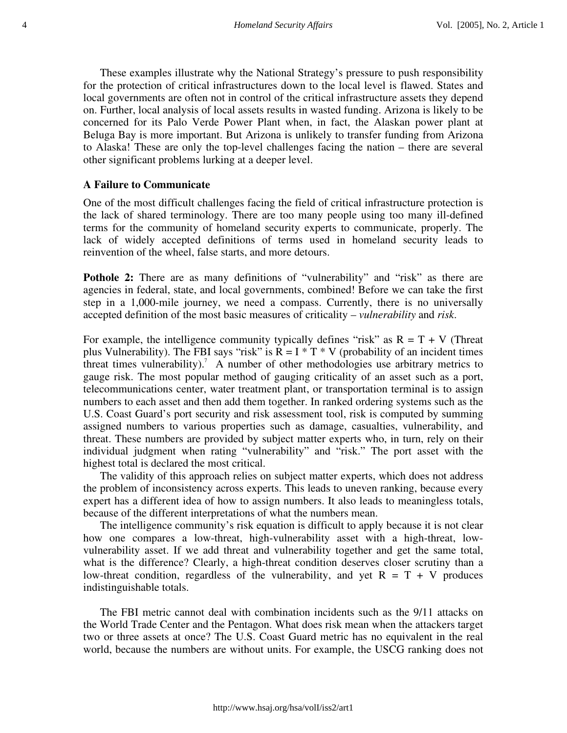These examples illustrate why the National Strategy's pressure to push responsibility for the protection of critical infrastructures down to the local level is flawed. States and local governments are often not in control of the critical infrastructure assets they depend on. Further, local analysis of local assets results in wasted funding. Arizona is likely to be concerned for its Palo Verde Power Plant when, in fact, the Alaskan power plant at Beluga Bay is more important. But Arizona is unlikely to transfer funding from Arizona to Alaska! These are only the top-level challenges facing the nation – there are several other significant problems lurking at a deeper level.

### A Failure to Communicate

One of the most difficult challenges facing the field of critical infrastructure protection is the lack of shared terminology. There are too many people using too many ill-defined terms for the community of homeland security experts to communicate, properly. The lack of widely accepted definitions of terms used in homeland security leads to reinvention of the wheel, false starts, and more detours.

**Pothole 2:** There are as many definitions of "vulnerability" and "risk" as there are agencies in federal, state, and local governments, combined! Before we can take the first step in a 1,000-mile journey, we need a compass. Currently, there is no universally accepted definition of the most basic measures of criticality – *vulnerability* and *risk*.

For example, the intelligence community typically defines "risk" as $R = T + V$ (Threat plus Vulnerability). The FBI says "risk" is $R = I * T * V$ (probability of an incident times threat times vulnerability).[7] A number of other methodologies use arbitrary metrics to gauge risk. The most popular method of gauging criticality of an asset such as a port, telecommunications center, water treatment plant, or transportation terminal is to assign numbers to each asset and then add them together. In ranked ordering systems such as the U.S. Coast Guard's port security and risk assessment tool, risk is computed by summing assigned numbers to various properties such as damage, casualties, vulnerability, and threat. These numbers are provided by subject matter experts who, in turn, rely on their individual judgment when rating "vulnerability" and "risk." The port asset with the highest total is declared the most critical.

The validity of this approach relies on subject matter experts, which does not address the problem of inconsistency across experts. This leads to uneven ranking, because every expert has a different idea of how to assign numbers. It also leads to meaningless totals, because of the different interpretations of what the numbers mean.

The intelligence community's risk equation is difficult to apply because it is not clear how one compares a low-threat, high-vulnerability asset with a high-threat, low-vulnerability asset. If we add threat and vulnerability together and get the same total, what is the difference? Clearly, a high-threat condition deserves closer scrutiny than a low-threat condition, regardless of the vulnerability, and yet $R = T + V$ produces indistinguishable totals.

The FBI metric cannot deal with combination incidents such as the 9/11 attacks on the World Trade Center and the Pentagon. What does risk mean when the attackers target two or three assets at once? The U.S. Coast Guard metric has no equivalent in the real world, because the numbers are without units. For example, the USCG ranking does not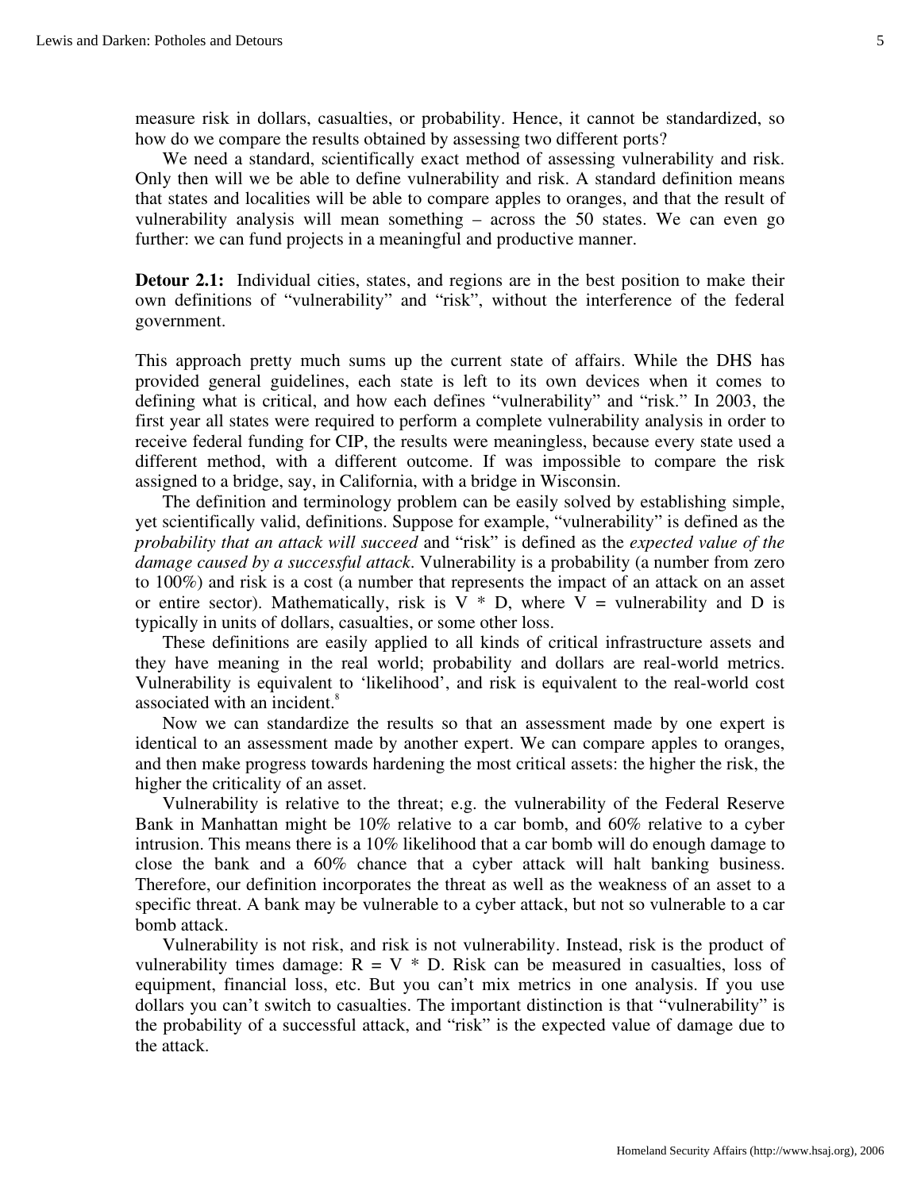measure risk in dollars, casualties, or probability. Hence, it cannot be standardized, so how do we compare the results obtained by assessing two different ports?

We need a standard, scientifically exact method of assessing vulnerability and risk. Only then will we be able to define vulnerability and risk. A standard definition means that states and localities will be able to compare apples to oranges, and that the result of vulnerability analysis will mean something – across the 50 states. We can even go further: we can fund projects in a meaningful and productive manner.

**Detour 2.1:** Individual cities, states, and regions are in the best position to make their own definitions of "vulnerability" and "risk", without the interference of the federal government.

This approach pretty much sums up the current state of affairs. While the DHS has provided general guidelines, each state is left to its own devices when it comes to defining what is critical, and how each defines "vulnerability" and "risk." In 2003, the first year all states were required to perform a complete vulnerability analysis in order to receive federal funding for CIP, the results were meaningless, because every state used a different method, with a different outcome. If was impossible to compare the risk assigned to a bridge, say, in California, with a bridge in Wisconsin.

The definition and terminology problem can be easily solved by establishing simple, yet scientifically valid, definitions. Suppose for example, "vulnerability" is defined as the *probability that an attack will succeed* and "risk" is defined as the *expected value of the damage caused by a successful attack*. Vulnerability is a probability (a number from zero to 100%) and risk is a cost (a number that represents the impact of an attack on an asset or entire sector). Mathematically, risk is $V * D$, where $V$ = vulnerability and $D$ is typically in units of dollars, casualties, or some other loss.

These definitions are easily applied to all kinds of critical infrastructure assets and they have meaning in the real world; probability and dollars are real-world metrics. Vulnerability is equivalent to 'likelihood', and risk is equivalent to the real-world cost associated with an incident.[8]

Now we can standardize the results so that an assessment made by one expert is identical to an assessment made by another expert. We can compare apples to oranges, and then make progress towards hardening the most critical assets: the higher the risk, the higher the criticality of an asset.

Vulnerability is relative to the threat; e.g. the vulnerability of the Federal Reserve Bank in Manhattan might be 10% relative to a car bomb, and 60% relative to a cyber intrusion. This means there is a 10% likelihood that a car bomb will do enough damage to close the bank and a 60% chance that a cyber attack will halt banking business. Therefore, our definition incorporates the threat as well as the weakness of an asset to a specific threat. A bank may be vulnerable to a cyber attack, but not so vulnerable to a car bomb attack.

Vulnerability is not risk, and risk is not vulnerability. Instead, risk is the product of vulnerability times damage: $R = V * D$. Risk can be measured in casualties, loss of equipment, financial loss, etc. But you can't mix metrics in one analysis. If you use dollars you can't switch to casualties. The important distinction is that "vulnerability" is the probability of a successful attack, and "risk" is the expected value of damage due to the attack.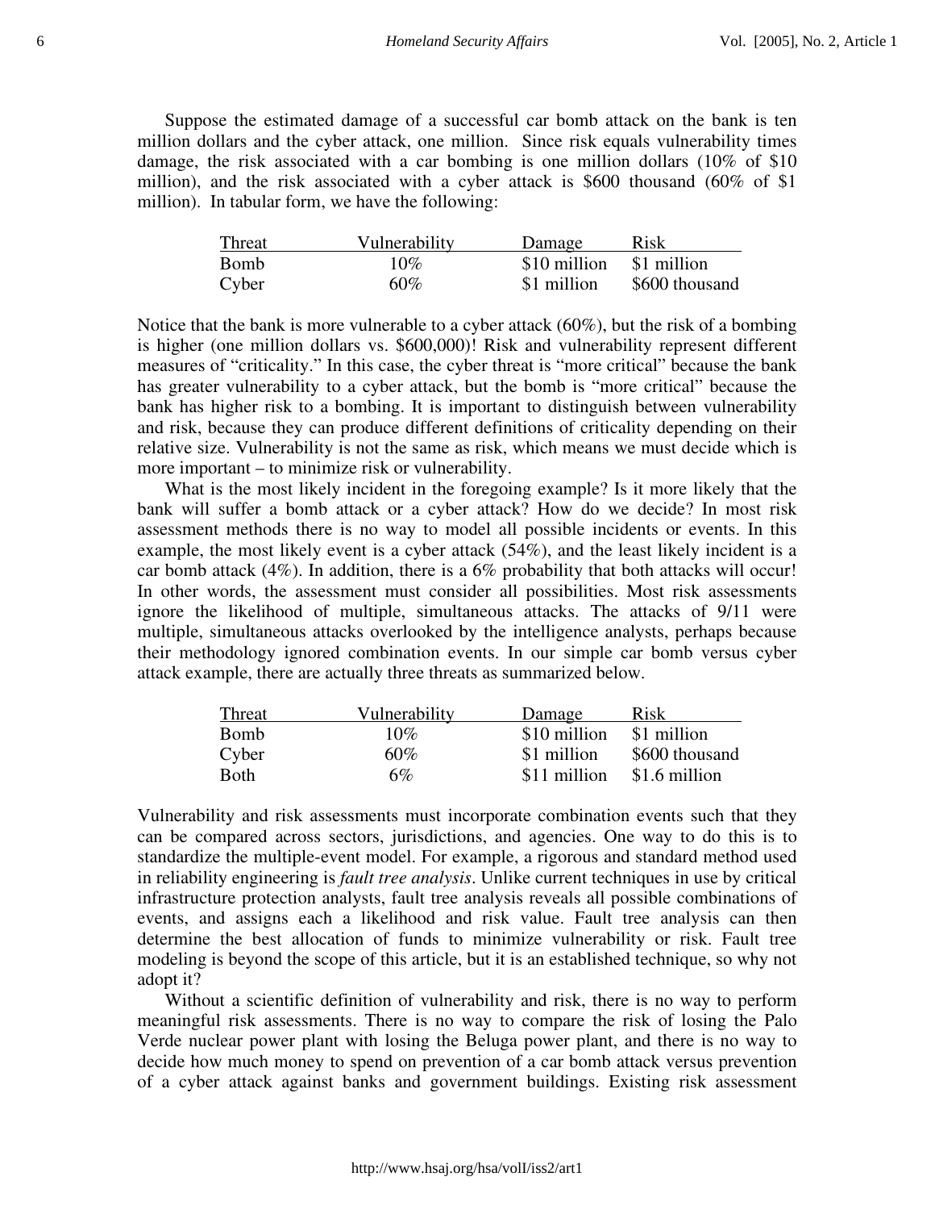Suppose the estimated damage of a successful car bomb attack on the bank is ten million dollars and the cyber attack, one million. Since risk equals vulnerability times damage, the risk associated with a car bombing is one million dollars (10% of $10 million), and the risk associated with a cyber attack is $600 thousand (60% of $1 million). In tabular form, we have the following:

| Threat | Vulnerability | Damage | Risk |
|---|---|---|---|
| Bomb | 10% | $10 million | $1 million |
| Cyber | 60% | $1 million | $600 thousand |

Notice that the bank is more vulnerable to a cyber attack (60%), but the risk of a bombing is higher (one million dollars vs. $600,000)! Risk and vulnerability represent different measures of "criticality." In this case, the cyber threat is "more critical" because the bank has greater vulnerability to a cyber attack, but the bomb is "more critical" because the bank has higher risk to a bombing. It is important to distinguish between vulnerability and risk, because they can produce different definitions of criticality depending on their relative size. Vulnerability is not the same as risk, which means we must decide which is more important – to minimize risk or vulnerability.

What is the most likely incident in the foregoing example? Is it more likely that the bank will suffer a bomb attack or a cyber attack? How do we decide? In most risk assessment methods there is no way to model all possible incidents or events. In this example, the most likely event is a cyber attack (54%), and the least likely incident is a car bomb attack (4%). In addition, there is a 6% probability that both attacks will occur! In other words, the assessment must consider all possibilities. Most risk assessments ignore the likelihood of multiple, simultaneous attacks. The attacks of 9/11 were multiple, simultaneous attacks overlooked by the intelligence analysts, perhaps because their methodology ignored combination events. In our simple car bomb versus cyber attack example, there are actually three threats as summarized below.

| Threat | Vulnerability | Damage | Risk |
|---|---|---|---|
| Bomb | 10% | $10 million | $1 million |
| Cyber | 60% | $1 million | $600 thousand |
| Both | 6% | $11 million | $1.6 million |

Vulnerability and risk assessments must incorporate combination events such that they can be compared across sectors, jurisdictions, and agencies. One way to do this is to standardize the multiple-event model. For example, a rigorous and standard method used in reliability engineering is *fault tree analysis*. Unlike current techniques in use by critical infrastructure protection analysts, fault tree analysis reveals all possible combinations of events, and assigns each a likelihood and risk value. Fault tree analysis can then determine the best allocation of funds to minimize vulnerability or risk. Fault tree modeling is beyond the scope of this article, but it is an established technique, so why not adopt it?

Without a scientific definition of vulnerability and risk, there is no way to perform meaningful risk assessments. There is no way to compare the risk of losing the Palo Verde nuclear power plant with losing the Beluga power plant, and there is no way to decide how much money to spend on prevention of a car bomb attack versus prevention of a cyber attack against banks and government buildings. Existing risk assessment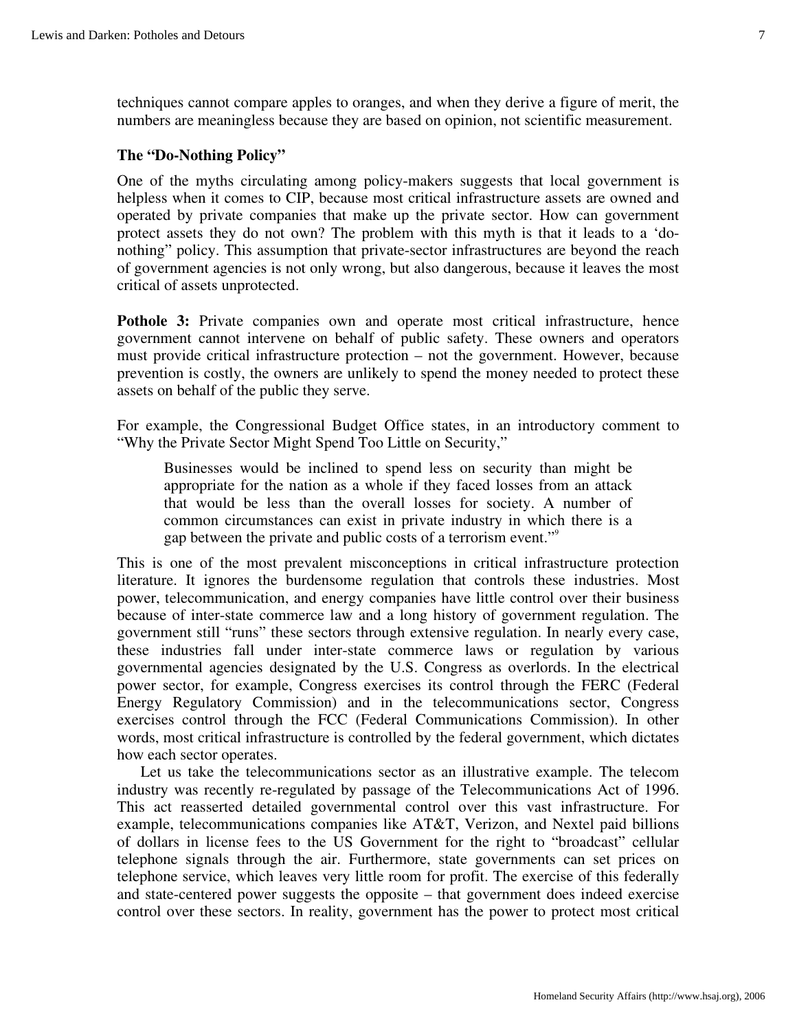techniques cannot compare apples to oranges, and when they derive a figure of merit, the numbers are meaningless because they are based on opinion, not scientific measurement.

### The "Do-Nothing Policy"

One of the myths circulating among policy-makers suggests that local government is helpless when it comes to CIP, because most critical infrastructure assets are owned and operated by private companies that make up the private sector. How can government protect assets they do not own? The problem with this myth is that it leads to a 'do-nothing" policy. This assumption that private-sector infrastructures are beyond the reach of government agencies is not only wrong, but also dangerous, because it leaves the most critical of assets unprotected.

**Pothole 3:** Private companies own and operate most critical infrastructure, hence government cannot intervene on behalf of public safety. These owners and operators must provide critical infrastructure protection – not the government. However, because prevention is costly, the owners are unlikely to spend the money needed to protect these assets on behalf of the public they serve.

For example, the Congressional Budget Office states, in an introductory comment to "Why the Private Sector Might Spend Too Little on Security,"

> Businesses would be inclined to spend less on security than might be appropriate for the nation as a whole if they faced losses from an attack that would be less than the overall losses for society. A number of common circumstances can exist in private industry in which there is a gap between the private and public costs of a terrorism event."[9]

This is one of the most prevalent misconceptions in critical infrastructure protection literature. It ignores the burdensome regulation that controls these industries. Most power, telecommunication, and energy companies have little control over their business because of inter-state commerce law and a long history of government regulation. The government still "runs" these sectors through extensive regulation. In nearly every case, these industries fall under inter-state commerce laws or regulation by various governmental agencies designated by the U.S. Congress as overlords. In the electrical power sector, for example, Congress exercises its control through the FERC (Federal Energy Regulatory Commission) and in the telecommunications sector, Congress exercises control through the FCC (Federal Communications Commission). In other words, most critical infrastructure is controlled by the federal government, which dictates how each sector operates.

Let us take the telecommunications sector as an illustrative example. The telecom industry was recently re-regulated by passage of the Telecommunications Act of 1996. This act reasserted detailed governmental control over this vast infrastructure. For example, telecommunications companies like AT&T, Verizon, and Nextel paid billions of dollars in license fees to the US Government for the right to "broadcast" cellular telephone signals through the air. Furthermore, state governments can set prices on telephone service, which leaves very little room for profit. The exercise of this federally and state-centered power suggests the opposite – that government does indeed exercise control over these sectors. In reality, government has the power to protect most critical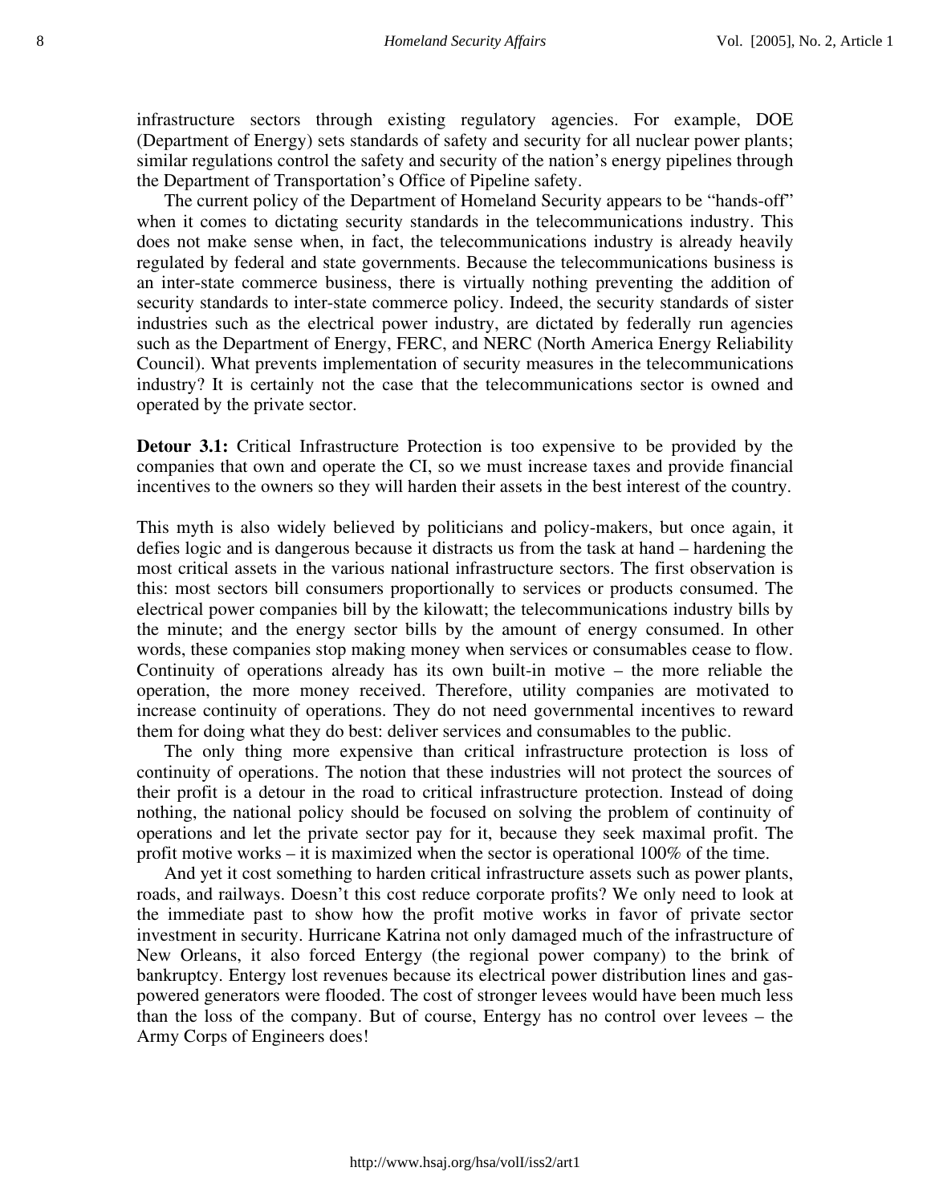infrastructure sectors through existing regulatory agencies. For example, DOE (Department of Energy) sets standards of safety and security for all nuclear power plants; similar regulations control the safety and security of the nation's energy pipelines through the Department of Transportation's Office of Pipeline safety.

The current policy of the Department of Homeland Security appears to be "hands-off" when it comes to dictating security standards in the telecommunications industry. This does not make sense when, in fact, the telecommunications industry is already heavily regulated by federal and state governments. Because the telecommunications business is an inter-state commerce business, there is virtually nothing preventing the addition of security standards to inter-state commerce policy. Indeed, the security standards of sister industries such as the electrical power industry, are dictated by federally run agencies such as the Department of Energy, FERC, and NERC (North America Energy Reliability Council). What prevents implementation of security measures in the telecommunications industry? It is certainly not the case that the telecommunications sector is owned and operated by the private sector.

**Detour 3.1:** Critical Infrastructure Protection is too expensive to be provided by the companies that own and operate the CI, so we must increase taxes and provide financial incentives to the owners so they will harden their assets in the best interest of the country.

This myth is also widely believed by politicians and policy-makers, but once again, it defies logic and is dangerous because it distracts us from the task at hand – hardening the most critical assets in the various national infrastructure sectors. The first observation is this: most sectors bill consumers proportionally to services or products consumed. The electrical power companies bill by the kilowatt; the telecommunications industry bills by the minute; and the energy sector bills by the amount of energy consumed. In other words, these companies stop making money when services or consumables cease to flow. Continuity of operations already has its own built-in motive – the more reliable the operation, the more money received. Therefore, utility companies are motivated to increase continuity of operations. They do not need governmental incentives to reward them for doing what they do best: deliver services and consumables to the public.

The only thing more expensive than critical infrastructure protection is loss of continuity of operations. The notion that these industries will not protect the sources of their profit is a detour in the road to critical infrastructure protection. Instead of doing nothing, the national policy should be focused on solving the problem of continuity of operations and let the private sector pay for it, because they seek maximal profit. The profit motive works – it is maximized when the sector is operational 100% of the time.

And yet it cost something to harden critical infrastructure assets such as power plants, roads, and railways. Doesn't this cost reduce corporate profits? We only need to look at the immediate past to show how the profit motive works in favor of private sector investment in security. Hurricane Katrina not only damaged much of the infrastructure of New Orleans, it also forced Entergy (the regional power company) to the brink of bankruptcy. Entergy lost revenues because its electrical power distribution lines and gas-powered generators were flooded. The cost of stronger levees would have been much less than the loss of the company. But of course, Entergy has no control over levees – the Army Corps of Engineers does!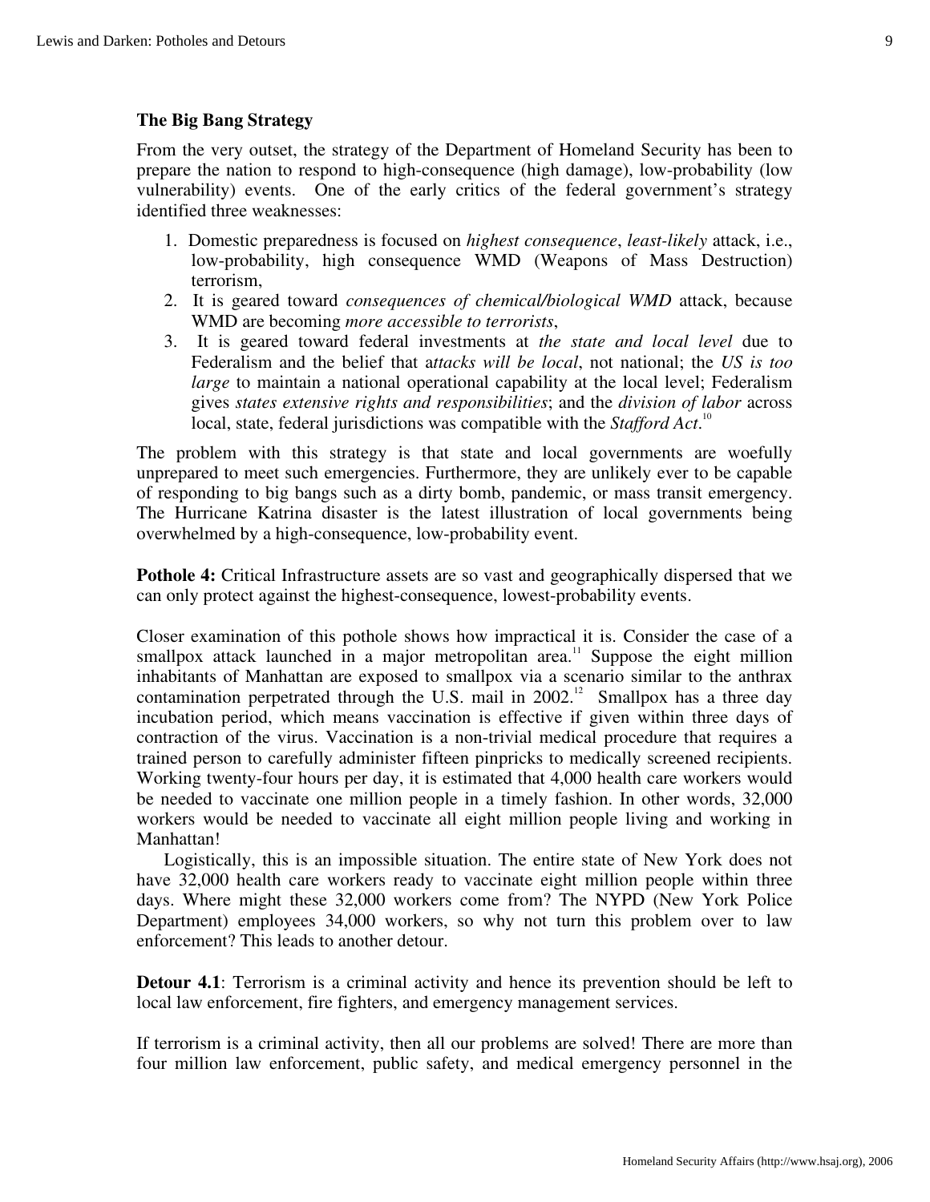### The Big Bang Strategy

From the very outset, the strategy of the Department of Homeland Security has been to prepare the nation to respond to high-consequence (high damage), low-probability (low vulnerability) events. One of the early critics of the federal government's strategy identified three weaknesses:

1. Domestic preparedness is focused on *highest consequence*, *least-likely* attack, i.e., low-probability, high consequence WMD (Weapons of Mass Destruction) terrorism,
2. It is geared toward *consequences of chemical/biological WMD* attack, because WMD are becoming *more accessible to terrorists*,
3. It is geared toward federal investments at *the state and local level* due to Federalism and the belief that a*ttacks will be local*, not national; the *US is too large* to maintain a national operational capability at the local level; Federalism gives *states extensive rights and responsibilities*; and the *division of labor* across local, state, federal jurisdictions was compatible with the *Stafford Act*.[10]

The problem with this strategy is that state and local governments are woefully unprepared to meet such emergencies. Furthermore, they are unlikely ever to be capable of responding to big bangs such as a dirty bomb, pandemic, or mass transit emergency. The Hurricane Katrina disaster is the latest illustration of local governments being overwhelmed by a high-consequence, low-probability event.

**Pothole 4:** Critical Infrastructure assets are so vast and geographically dispersed that we can only protect against the highest-consequence, lowest-probability events.

Closer examination of this pothole shows how impractical it is. Consider the case of a smallpox attack launched in a major metropolitan area.[11] Suppose the eight million inhabitants of Manhattan are exposed to smallpox via a scenario similar to the anthrax contamination perpetrated through the U.S. mail in 2002.[12] Smallpox has a three day incubation period, which means vaccination is effective if given within three days of contraction of the virus. Vaccination is a non-trivial medical procedure that requires a trained person to carefully administer fifteen pinpricks to medically screened recipients. Working twenty-four hours per day, it is estimated that 4,000 health care workers would be needed to vaccinate one million people in a timely fashion. In other words, 32,000 workers would be needed to vaccinate all eight million people living and working in Manhattan!

Logistically, this is an impossible situation. The entire state of New York does not have 32,000 health care workers ready to vaccinate eight million people within three days. Where might these 32,000 workers come from? The NYPD (New York Police Department) employees 34,000 workers, so why not turn this problem over to law enforcement? This leads to another detour.

**Detour 4.1**: Terrorism is a criminal activity and hence its prevention should be left to local law enforcement, fire fighters, and emergency management services.

If terrorism is a criminal activity, then all our problems are solved! There are more than four million law enforcement, public safety, and medical emergency personnel in the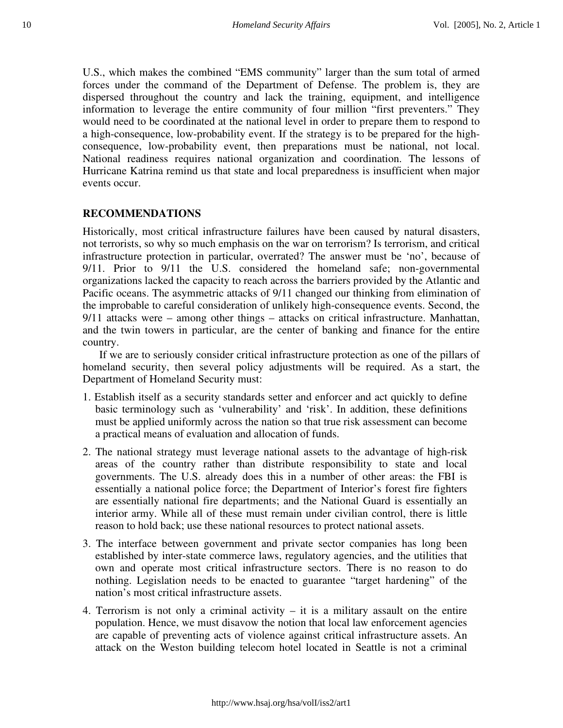U.S., which makes the combined "EMS community" larger than the sum total of armed forces under the command of the Department of Defense. The problem is, they are dispersed throughout the country and lack the training, equipment, and intelligence information to leverage the entire community of four million "first preventers." They would need to be coordinated at the national level in order to prepare them to respond to a high-consequence, low-probability event. If the strategy is to be prepared for the high-consequence, low-probability event, then preparations must be national, not local. National readiness requires national organization and coordination. The lessons of Hurricane Katrina remind us that state and local preparedness is insufficient when major events occur.

## RECOMMENDATIONS

Historically, most critical infrastructure failures have been caused by natural disasters, not terrorists, so why so much emphasis on the war on terrorism? Is terrorism, and critical infrastructure protection in particular, overrated? The answer must be 'no', because of 9/11. Prior to 9/11 the U.S. considered the homeland safe; non-governmental organizations lacked the capacity to reach across the barriers provided by the Atlantic and Pacific oceans. The asymmetric attacks of 9/11 changed our thinking from elimination of the improbable to careful consideration of unlikely high-consequence events. Second, the 9/11 attacks were – among other things – attacks on critical infrastructure. Manhattan, and the twin towers in particular, are the center of banking and finance for the entire country.

If we are to seriously consider critical infrastructure protection as one of the pillars of homeland security, then several policy adjustments will be required. As a start, the Department of Homeland Security must:

1. Establish itself as a security standards setter and enforcer and act quickly to define basic terminology such as 'vulnerability' and 'risk'. In addition, these definitions must be applied uniformly across the nation so that true risk assessment can become a practical means of evaluation and allocation of funds.
2. The national strategy must leverage national assets to the advantage of high-risk areas of the country rather than distribute responsibility to state and local governments. The U.S. already does this in a number of other areas: the FBI is essentially a national police force; the Department of Interior's forest fire fighters are essentially national fire departments; and the National Guard is essentially an interior army. While all of these must remain under civilian control, there is little reason to hold back; use these national resources to protect national assets.
3. The interface between government and private sector companies has long been established by inter-state commerce laws, regulatory agencies, and the utilities that own and operate most critical infrastructure sectors. There is no reason to do nothing. Legislation needs to be enacted to guarantee "target hardening" of the nation's most critical infrastructure assets.
4. Terrorism is not only a criminal activity – it is a military assault on the entire population. Hence, we must disavow the notion that local law enforcement agencies are capable of preventing acts of violence against critical infrastructure assets. An attack on the Weston building telecom hotel located in Seattle is not a criminal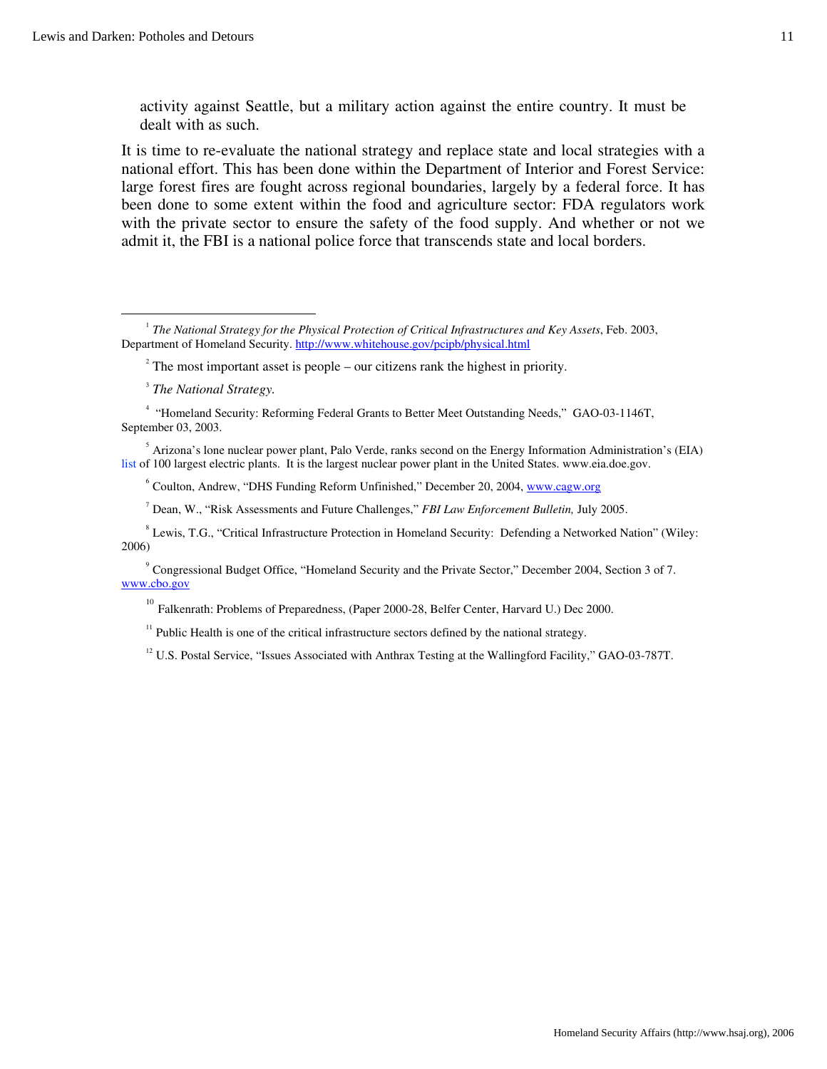activity against Seattle, but a military action against the entire country. It must be dealt with as such.

It is time to re-evaluate the national strategy and replace state and local strategies with a national effort. This has been done within the Department of Interior and Forest Service: large forest fires are fought across regional boundaries, largely by a federal force. It has been done to some extent within the food and agriculture sector: FDA regulators work with the private sector to ensure the safety of the food supply. And whether or not we admit it, the FBI is a national police force that transcends state and local borders.

---

[1] *The National Strategy for the Physical Protection of Critical Infrastructures and Key Assets*, Feb. 2003, Department of Homeland Security. http://www.whitehouse.gov/pcipb/physical.html

[2] The most important asset is people – our citizens rank the highest in priority.

[3] *The National Strategy.*

[4] "Homeland Security: Reforming Federal Grants to Better Meet Outstanding Needs," GAO-03-1146T, September 03, 2003.

[5] Arizona's lone nuclear power plant, Palo Verde, ranks second on the Energy Information Administration's (EIA) list of 100 largest electric plants. It is the largest nuclear power plant in the United States. www.eia.doe.gov.

[6] Coulton, Andrew, "DHS Funding Reform Unfinished," December 20, 2004, www.cagw.org

[7] Dean, W., "Risk Assessments and Future Challenges," *FBI Law Enforcement Bulletin,* July 2005.

[8] Lewis, T.G., "Critical Infrastructure Protection in Homeland Security: Defending a Networked Nation" (Wiley: 2006)

[9] Congressional Budget Office, "Homeland Security and the Private Sector," December 2004, Section 3 of 7. www.cbo.gov

[10] Falkenrath: Problems of Preparedness, (Paper 2000-28, Belfer Center, Harvard U.) Dec 2000.

[11] Public Health is one of the critical infrastructure sectors defined by the national strategy.

[12] U.S. Postal Service, "Issues Associated with Anthrax Testing at the Wallingford Facility," GAO-03-787T.